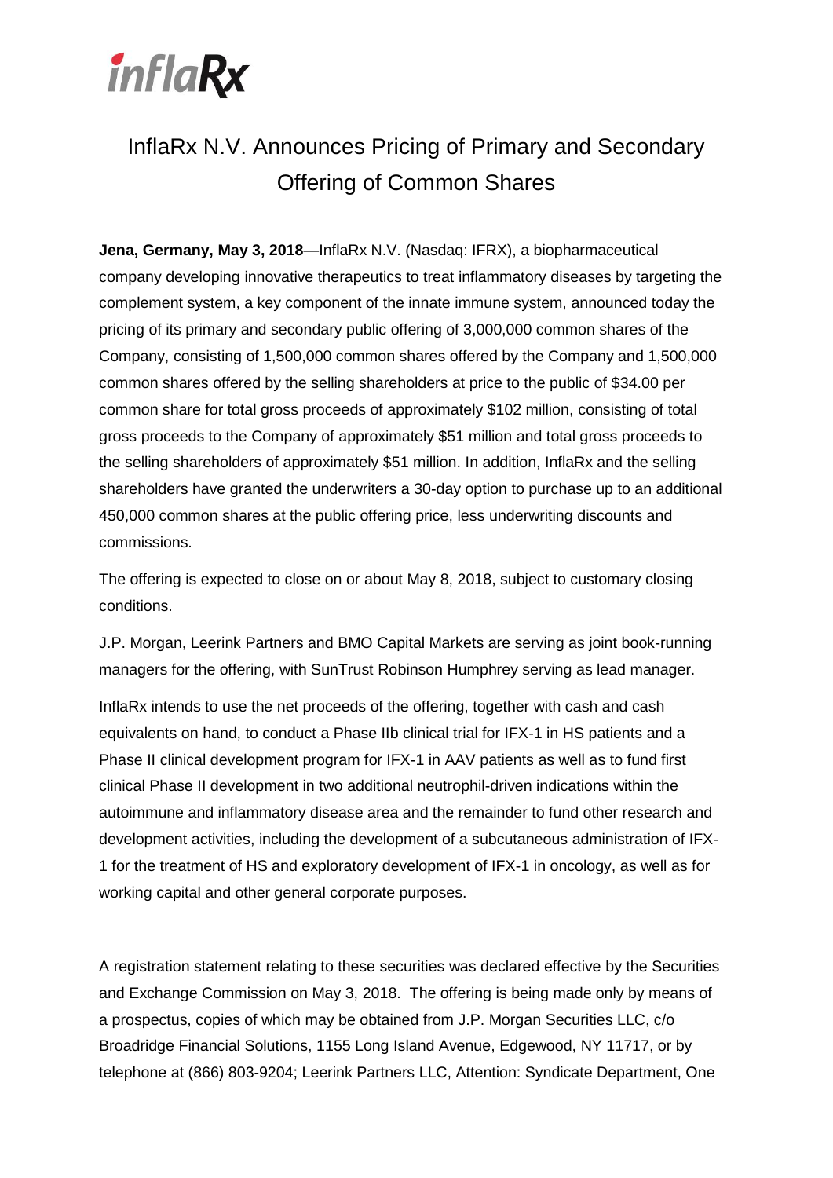inflaRx

# InflaRx N.V. Announces Pricing of Primary and Secondary Offering of Common Shares

**Jena, Germany, May 3, 2018**—InflaRx N.V. (Nasdaq: IFRX), a biopharmaceutical company developing innovative therapeutics to treat inflammatory diseases by targeting the complement system, a key component of the innate immune system, announced today the pricing of its primary and secondary public offering of 3,000,000 common shares of the Company, consisting of 1,500,000 common shares offered by the Company and 1,500,000 common shares offered by the selling shareholders at price to the public of $34.00 per common share for total gross proceeds of approximately $102 million, consisting of total gross proceeds to the Company of approximately $51 million and total gross proceeds to the selling shareholders of approximately $51 million. In addition, InflaRx and the selling shareholders have granted the underwriters a 30-day option to purchase up to an additional 450,000 common shares at the public offering price, less underwriting discounts and commissions.

The offering is expected to close on or about May 8, 2018, subject to customary closing conditions.

J.P. Morgan, Leerink Partners and BMO Capital Markets are serving as joint book-running managers for the offering, with SunTrust Robinson Humphrey serving as lead manager.

InflaRx intends to use the net proceeds of the offering, together with cash and cash equivalents on hand, to conduct a Phase IIb clinical trial for IFX-1 in HS patients and a Phase II clinical development program for IFX-1 in AAV patients as well as to fund first clinical Phase II development in two additional neutrophil-driven indications within the autoimmune and inflammatory disease area and the remainder to fund other research and development activities, including the development of a subcutaneous administration of IFX-1 for the treatment of HS and exploratory development of IFX-1 in oncology, as well as for working capital and other general corporate purposes.

A registration statement relating to these securities was declared effective by the Securities and Exchange Commission on May 3, 2018. The offering is being made only by means of a prospectus, copies of which may be obtained from J.P. Morgan Securities LLC, c/o Broadridge Financial Solutions, 1155 Long Island Avenue, Edgewood, NY 11717, or by telephone at (866) 803-9204; Leerink Partners LLC, Attention: Syndicate Department, One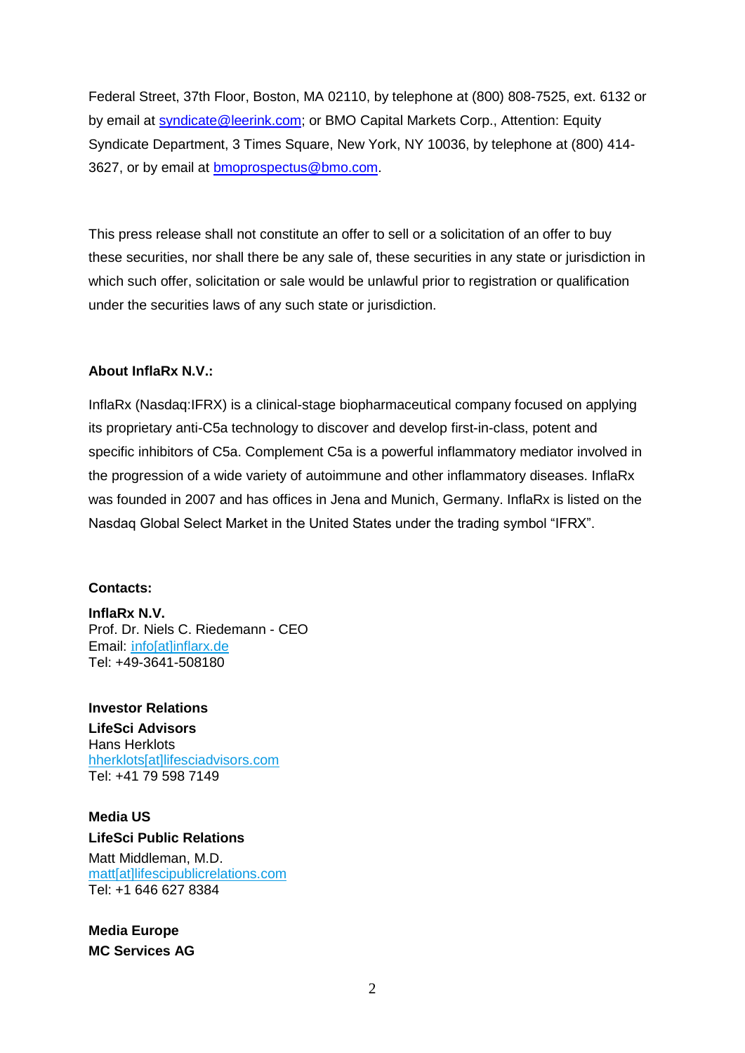Federal Street, 37th Floor, Boston, MA 02110, by telephone at (800) 808-7525, ext. 6132 or by email at syndicate@leerink.com; or BMO Capital Markets Corp., Attention: Equity Syndicate Department, 3 Times Square, New York, NY 10036, by telephone at (800) 414-3627, or by email at bmoprospectus@bmo.com.

This press release shall not constitute an offer to sell or a solicitation of an offer to buy these securities, nor shall there be any sale of, these securities in any state or jurisdiction in which such offer, solicitation or sale would be unlawful prior to registration or qualification under the securities laws of any such state or jurisdiction.

**About InflaRx N.V.:**

InflaRx (Nasdaq:IFRX) is a clinical-stage biopharmaceutical company focused on applying its proprietary anti-C5a technology to discover and develop first-in-class, potent and specific inhibitors of C5a. Complement C5a is a powerful inflammatory mediator involved in the progression of a wide variety of autoimmune and other inflammatory diseases. InflaRx was founded in 2007 and has offices in Jena and Munich, Germany. InflaRx is listed on the Nasdaq Global Select Market in the United States under the trading symbol “IFRX”.

**Contacts:**

**InflaRx N.V.**
Prof. Dr. Niels C. Riedemann - CEO
Email: info[at]inflarx.de
Tel: +49-3641-508180

**Investor Relations**
**LifeSci Advisors**
Hans Herklots
hherklots[at]lifesciadvisors.com
Tel: +41 79 598 7149

**Media US**
**LifeSci Public Relations**
Matt Middleman, M.D.
matt[at]lifescipublicrelations.com
Tel: +1 646 627 8384

**Media Europe**
**MC Services AG**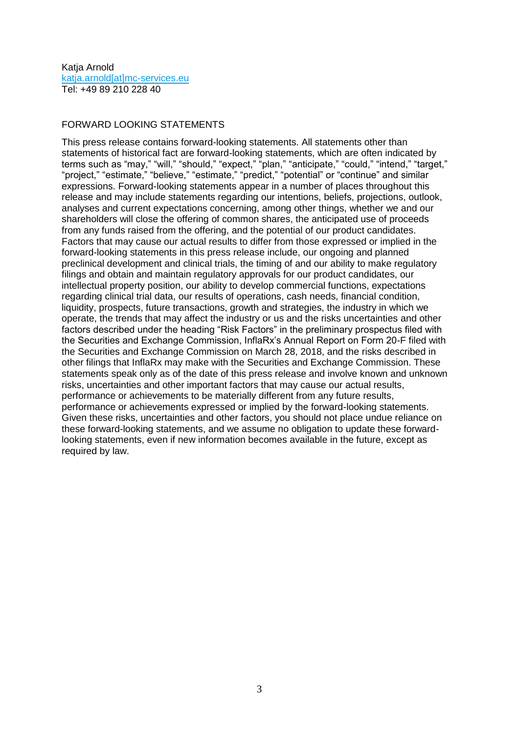Katja Arnold
katja.arnold[at]mc-services.eu
Tel: +49 89 210 228 40

FORWARD LOOKING STATEMENTS

This press release contains forward-looking statements. All statements other than statements of historical fact are forward-looking statements, which are often indicated by terms such as "may," "will," "should," "expect," "plan," "anticipate," "could," "intend," "target," "project," "estimate," "believe," "estimate," "predict," "potential" or "continue" and similar expressions. Forward-looking statements appear in a number of places throughout this release and may include statements regarding our intentions, beliefs, projections, outlook, analyses and current expectations concerning, among other things, whether we and our shareholders will close the offering of common shares, the anticipated use of proceeds from any funds raised from the offering, and the potential of our product candidates. Factors that may cause our actual results to differ from those expressed or implied in the forward-looking statements in this press release include, our ongoing and planned preclinical development and clinical trials, the timing of and our ability to make regulatory filings and obtain and maintain regulatory approvals for our product candidates, our intellectual property position, our ability to develop commercial functions, expectations regarding clinical trial data, our results of operations, cash needs, financial condition, liquidity, prospects, future transactions, growth and strategies, the industry in which we operate, the trends that may affect the industry or us and the risks uncertainties and other factors described under the heading "Risk Factors" in the preliminary prospectus filed with the Securities and Exchange Commission, InflaRx's Annual Report on Form 20-F filed with the Securities and Exchange Commission on March 28, 2018, and the risks described in other filings that InflaRx may make with the Securities and Exchange Commission. These statements speak only as of the date of this press release and involve known and unknown risks, uncertainties and other important factors that may cause our actual results, performance or achievements to be materially different from any future results, performance or achievements expressed or implied by the forward-looking statements. Given these risks, uncertainties and other factors, you should not place undue reliance on these forward-looking statements, and we assume no obligation to update these forward-looking statements, even if new information becomes available in the future, except as required by law.